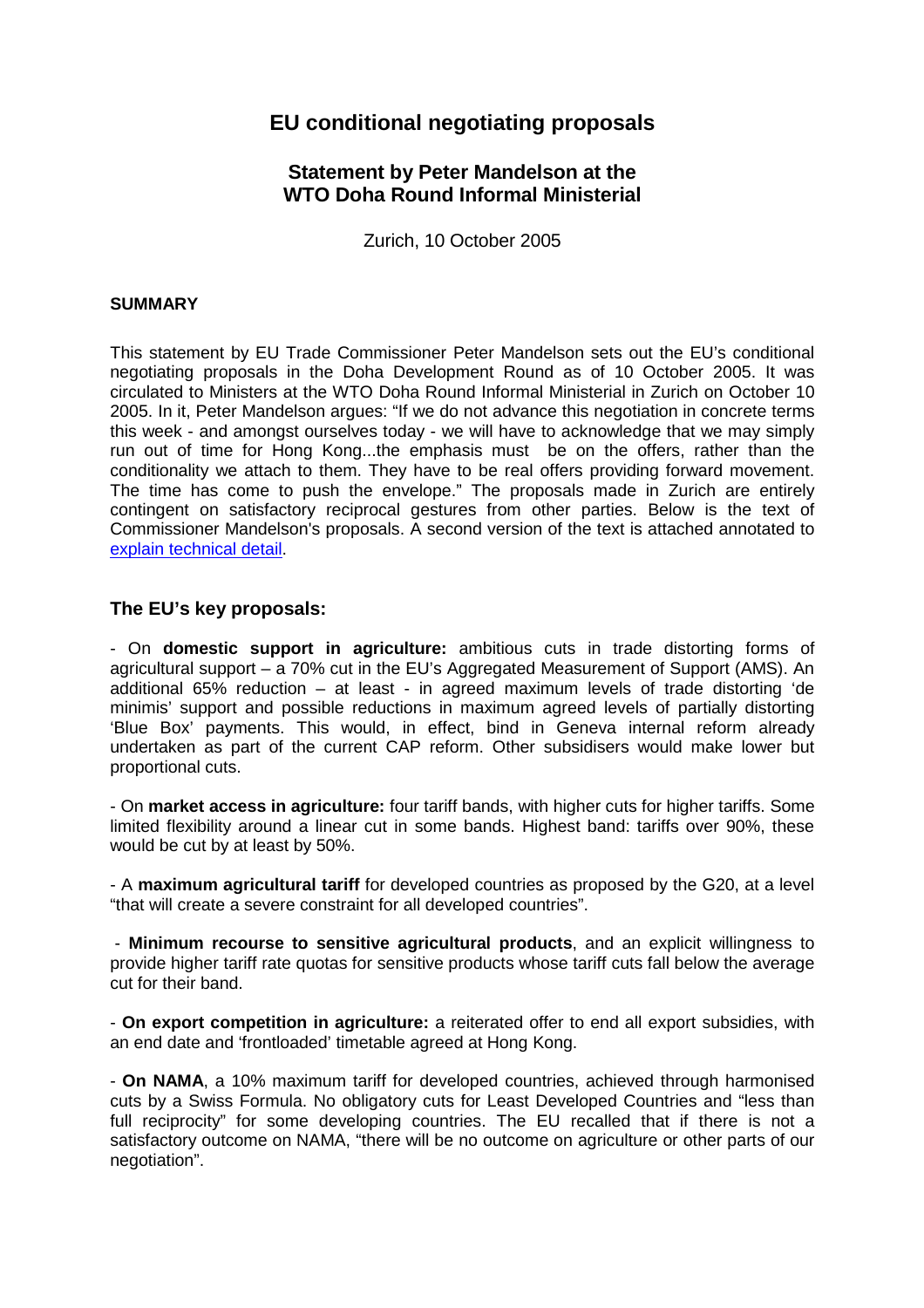# EU conditional negotiating proposals

## Statement by Peter Mandelson at the WTO Doha Round Informal Ministerial

Zurich, 10 October 2005

**SUMMARY**

This statement by EU Trade Commissioner Peter Mandelson sets out the EU's conditional negotiating proposals in the Doha Development Round as of 10 October 2005. It was circulated to Ministers at the WTO Doha Round Informal Ministerial in Zurich on October 10 2005. In it, Peter Mandelson argues: "If we do not advance this negotiation in concrete terms this week - and amongst ourselves today - we will have to acknowledge that we may simply run out of time for Hong Kong...the emphasis must be on the offers, rather than the conditionality we attach to them. They have to be real offers providing forward movement. The time has come to push the envelope." The proposals made in Zurich are entirely contingent on satisfactory reciprocal gestures from other parties. Below is the text of Commissioner Mandelson's proposals. A second version of the text is attached annotated to explain technical detail.

### The EU's key proposals:

- On **domestic support in agriculture:** ambitious cuts in trade distorting forms of agricultural support – a 70% cut in the EU's Aggregated Measurement of Support (AMS). An additional 65% reduction – at least - in agreed maximum levels of trade distorting 'de minimis' support and possible reductions in maximum agreed levels of partially distorting 'Blue Box' payments. This would, in effect, bind in Geneva internal reform already undertaken as part of the current CAP reform. Other subsidisers would make lower but proportional cuts.

- On **market access in agriculture:** four tariff bands, with higher cuts for higher tariffs. Some limited flexibility around a linear cut in some bands. Highest band: tariffs over 90%, these would be cut by at least by 50%.

- A **maximum agricultural tariff** for developed countries as proposed by the G20, at a level "that will create a severe constraint for all developed countries".

- **Minimum recourse to sensitive agricultural products**, and an explicit willingness to provide higher tariff rate quotas for sensitive products whose tariff cuts fall below the average cut for their band.

- **On export competition in agriculture:** a reiterated offer to end all export subsidies, with an end date and 'frontloaded' timetable agreed at Hong Kong.

- **On NAMA**, a 10% maximum tariff for developed countries, achieved through harmonised cuts by a Swiss Formula. No obligatory cuts for Least Developed Countries and "less than full reciprocity" for some developing countries. The EU recalled that if there is not a satisfactory outcome on NAMA, "there will be no outcome on agriculture or other parts of our negotiation".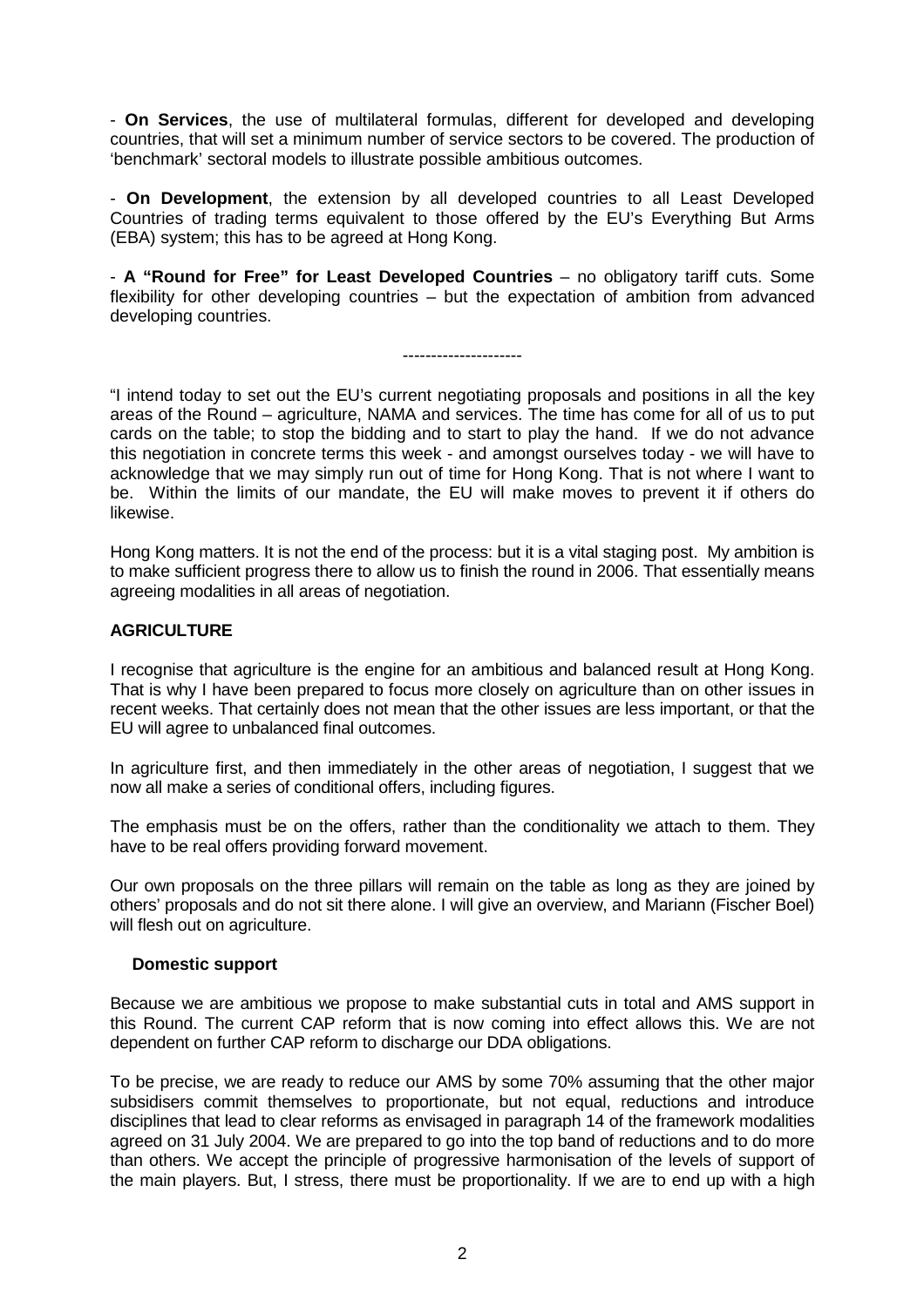- **On Services**, the use of multilateral formulas, different for developed and developing countries, that will set a minimum number of service sectors to be covered. The production of 'benchmark' sectoral models to illustrate possible ambitious outcomes.

- **On Development**, the extension by all developed countries to all Least Developed Countries of trading terms equivalent to those offered by the EU's Everything But Arms (EBA) system; this has to be agreed at Hong Kong.

- **A "Round for Free" for Least Developed Countries** – no obligatory tariff cuts. Some flexibility for other developing countries – but the expectation of ambition from advanced developing countries.

---------------------

"I intend today to set out the EU's current negotiating proposals and positions in all the key areas of the Round – agriculture, NAMA and services. The time has come for all of us to put cards on the table; to stop the bidding and to start to play the hand. If we do not advance this negotiation in concrete terms this week - and amongst ourselves today - we will have to acknowledge that we may simply run out of time for Hong Kong. That is not where I want to be. Within the limits of our mandate, the EU will make moves to prevent it if others do likewise.

Hong Kong matters. It is not the end of the process: but it is a vital staging post. My ambition is to make sufficient progress there to allow us to finish the round in 2006. That essentially means agreeing modalities in all areas of negotiation.

## AGRICULTURE

I recognise that agriculture is the engine for an ambitious and balanced result at Hong Kong. That is why I have been prepared to focus more closely on agriculture than on other issues in recent weeks. That certainly does not mean that the other issues are less important, or that the EU will agree to unbalanced final outcomes.

In agriculture first, and then immediately in the other areas of negotiation, I suggest that we now all make a series of conditional offers, including figures.

The emphasis must be on the offers, rather than the conditionality we attach to them. They have to be real offers providing forward movement.

Our own proposals on the three pillars will remain on the table as long as they are joined by others' proposals and do not sit there alone. I will give an overview, and Mariann (Fischer Boel) will flesh out on agriculture.

### Domestic support

Because we are ambitious we propose to make substantial cuts in total and AMS support in this Round. The current CAP reform that is now coming into effect allows this. We are not dependent on further CAP reform to discharge our DDA obligations.

To be precise, we are ready to reduce our AMS by some 70% assuming that the other major subsidisers commit themselves to proportionate, but not equal, reductions and introduce disciplines that lead to clear reforms as envisaged in paragraph 14 of the framework modalities agreed on 31 July 2004. We are prepared to go into the top band of reductions and to do more than others. We accept the principle of progressive harmonisation of the levels of support of the main players. But, I stress, there must be proportionality. If we are to end up with a high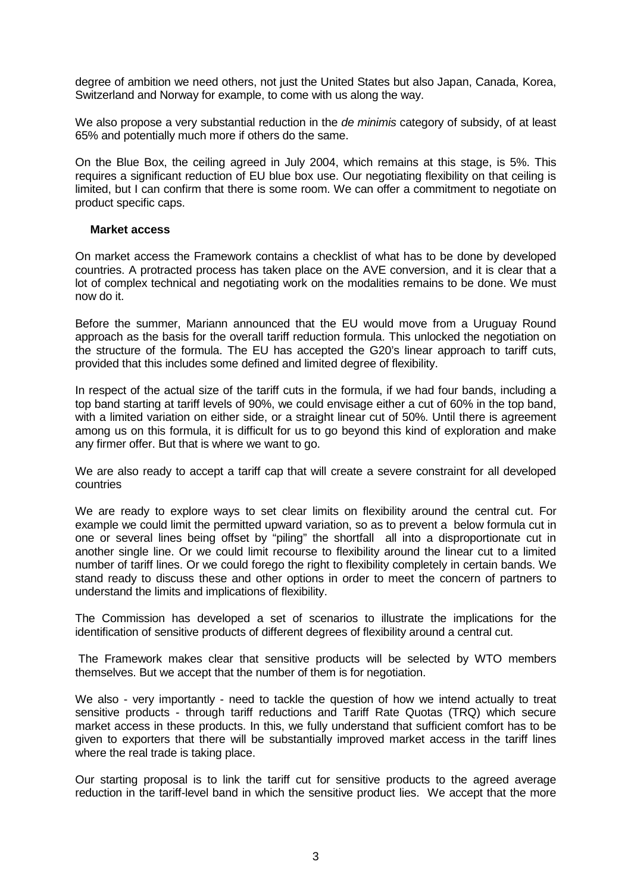degree of ambition we need others, not just the United States but also Japan, Canada, Korea, Switzerland and Norway for example, to come with us along the way.

We also propose a very substantial reduction in the *de minimis* category of subsidy, of at least 65% and potentially much more if others do the same.

On the Blue Box, the ceiling agreed in July 2004, which remains at this stage, is 5%. This requires a significant reduction of EU blue box use. Our negotiating flexibility on that ceiling is limited, but I can confirm that there is some room. We can offer a commitment to negotiate on product specific caps.

**Market access**

On market access the Framework contains a checklist of what has to be done by developed countries. A protracted process has taken place on the AVE conversion, and it is clear that a lot of complex technical and negotiating work on the modalities remains to be done. We must now do it.

Before the summer, Mariann announced that the EU would move from a Uruguay Round approach as the basis for the overall tariff reduction formula. This unlocked the negotiation on the structure of the formula. The EU has accepted the G20's linear approach to tariff cuts, provided that this includes some defined and limited degree of flexibility.

In respect of the actual size of the tariff cuts in the formula, if we had four bands, including a top band starting at tariff levels of 90%, we could envisage either a cut of 60% in the top band, with a limited variation on either side, or a straight linear cut of 50%. Until there is agreement among us on this formula, it is difficult for us to go beyond this kind of exploration and make any firmer offer. But that is where we want to go.

We are also ready to accept a tariff cap that will create a severe constraint for all developed countries

We are ready to explore ways to set clear limits on flexibility around the central cut. For example we could limit the permitted upward variation, so as to prevent a below formula cut in one or several lines being offset by "piling" the shortfall all into a disproportionate cut in another single line. Or we could limit recourse to flexibility around the linear cut to a limited number of tariff lines. Or we could forego the right to flexibility completely in certain bands. We stand ready to discuss these and other options in order to meet the concern of partners to understand the limits and implications of flexibility.

The Commission has developed a set of scenarios to illustrate the implications for the identification of sensitive products of different degrees of flexibility around a central cut.

The Framework makes clear that sensitive products will be selected by WTO members themselves. But we accept that the number of them is for negotiation.

We also - very importantly - need to tackle the question of how we intend actually to treat sensitive products - through tariff reductions and Tariff Rate Quotas (TRQ) which secure market access in these products. In this, we fully understand that sufficient comfort has to be given to exporters that there will be substantially improved market access in the tariff lines where the real trade is taking place.

Our starting proposal is to link the tariff cut for sensitive products to the agreed average reduction in the tariff-level band in which the sensitive product lies. We accept that the more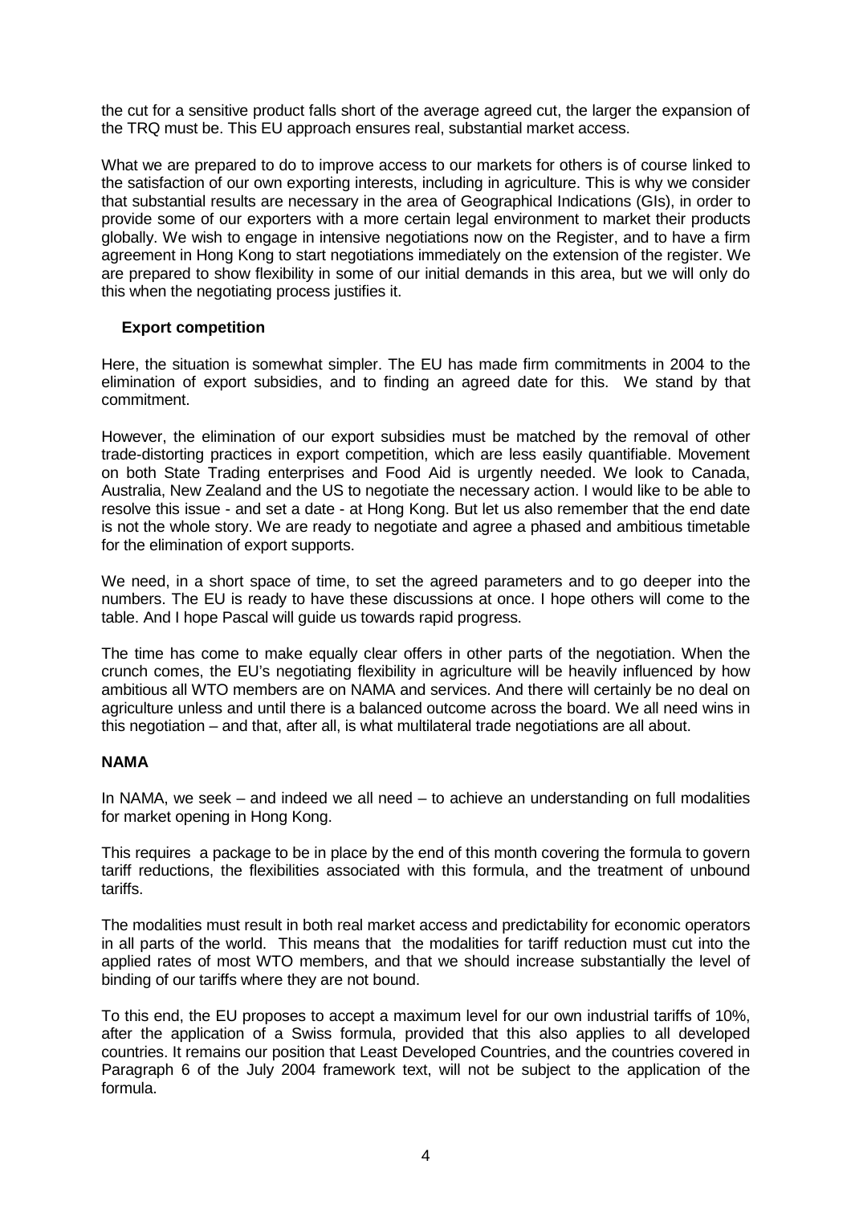the cut for a sensitive product falls short of the average agreed cut, the larger the expansion of the TRQ must be. This EU approach ensures real, substantial market access.

What we are prepared to do to improve access to our markets for others is of course linked to the satisfaction of our own exporting interests, including in agriculture. This is why we consider that substantial results are necessary in the area of Geographical Indications (GIs), in order to provide some of our exporters with a more certain legal environment to market their products globally. We wish to engage in intensive negotiations now on the Register, and to have a firm agreement in Hong Kong to start negotiations immediately on the extension of the register. We are prepared to show flexibility in some of our initial demands in this area, but we will only do this when the negotiating process justifies it.

**Export competition**

Here, the situation is somewhat simpler. The EU has made firm commitments in 2004 to the elimination of export subsidies, and to finding an agreed date for this. We stand by that commitment.

However, the elimination of our export subsidies must be matched by the removal of other trade-distorting practices in export competition, which are less easily quantifiable. Movement on both State Trading enterprises and Food Aid is urgently needed. We look to Canada, Australia, New Zealand and the US to negotiate the necessary action. I would like to be able to resolve this issue - and set a date - at Hong Kong. But let us also remember that the end date is not the whole story. We are ready to negotiate and agree a phased and ambitious timetable for the elimination of export supports.

We need, in a short space of time, to set the agreed parameters and to go deeper into the numbers. The EU is ready to have these discussions at once. I hope others will come to the table. And I hope Pascal will guide us towards rapid progress.

The time has come to make equally clear offers in other parts of the negotiation. When the crunch comes, the EU's negotiating flexibility in agriculture will be heavily influenced by how ambitious all WTO members are on NAMA and services. And there will certainly be no deal on agriculture unless and until there is a balanced outcome across the board. We all need wins in this negotiation – and that, after all, is what multilateral trade negotiations are all about.

**NAMA**

In NAMA, we seek – and indeed we all need – to achieve an understanding on full modalities for market opening in Hong Kong.

This requires a package to be in place by the end of this month covering the formula to govern tariff reductions, the flexibilities associated with this formula, and the treatment of unbound tariffs.

The modalities must result in both real market access and predictability for economic operators in all parts of the world. This means that the modalities for tariff reduction must cut into the applied rates of most WTO members, and that we should increase substantially the level of binding of our tariffs where they are not bound.

To this end, the EU proposes to accept a maximum level for our own industrial tariffs of 10%, after the application of a Swiss formula, provided that this also applies to all developed countries. It remains our position that Least Developed Countries, and the countries covered in Paragraph 6 of the July 2004 framework text, will not be subject to the application of the formula.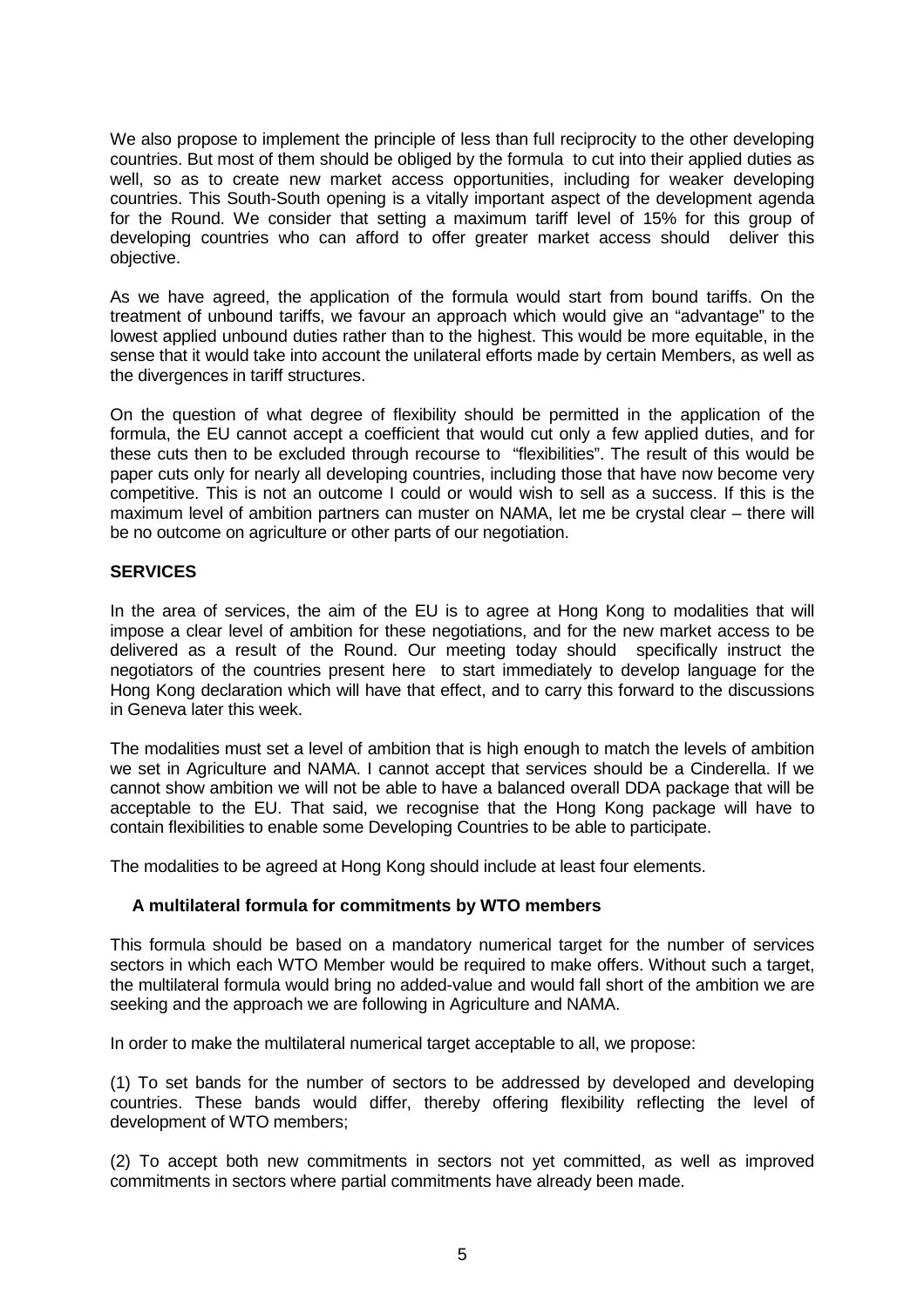We also propose to implement the principle of less than full reciprocity to the other developing countries. But most of them should be obliged by the formula to cut into their applied duties as well, so as to create new market access opportunities, including for weaker developing countries. This South-South opening is a vitally important aspect of the development agenda for the Round. We consider that setting a maximum tariff level of 15% for this group of developing countries who can afford to offer greater market access should deliver this objective.

As we have agreed, the application of the formula would start from bound tariffs. On the treatment of unbound tariffs, we favour an approach which would give an "advantage" to the lowest applied unbound duties rather than to the highest. This would be more equitable, in the sense that it would take into account the unilateral efforts made by certain Members, as well as the divergences in tariff structures.

On the question of what degree of flexibility should be permitted in the application of the formula, the EU cannot accept a coefficient that would cut only a few applied duties, and for these cuts then to be excluded through recourse to "flexibilities". The result of this would be paper cuts only for nearly all developing countries, including those that have now become very competitive. This is not an outcome I could or would wish to sell as a success. If this is the maximum level of ambition partners can muster on NAMA, let me be crystal clear – there will be no outcome on agriculture or other parts of our negotiation.

## SERVICES

In the area of services, the aim of the EU is to agree at Hong Kong to modalities that will impose a clear level of ambition for these negotiations, and for the new market access to be delivered as a result of the Round. Our meeting today should specifically instruct the negotiators of the countries present here to start immediately to develop language for the Hong Kong declaration which will have that effect, and to carry this forward to the discussions in Geneva later this week.

The modalities must set a level of ambition that is high enough to match the levels of ambition we set in Agriculture and NAMA. I cannot accept that services should be a Cinderella. If we cannot show ambition we will not be able to have a balanced overall DDA package that will be acceptable to the EU. That said, we recognise that the Hong Kong package will have to contain flexibilities to enable some Developing Countries to be able to participate.

The modalities to be agreed at Hong Kong should include at least four elements.

### A multilateral formula for commitments by WTO members

This formula should be based on a mandatory numerical target for the number of services sectors in which each WTO Member would be required to make offers. Without such a target, the multilateral formula would bring no added-value and would fall short of the ambition we are seeking and the approach we are following in Agriculture and NAMA.

In order to make the multilateral numerical target acceptable to all, we propose:

(1) To set bands for the number of sectors to be addressed by developed and developing countries. These bands would differ, thereby offering flexibility reflecting the level of development of WTO members;

(2) To accept both new commitments in sectors not yet committed, as well as improved commitments in sectors where partial commitments have already been made.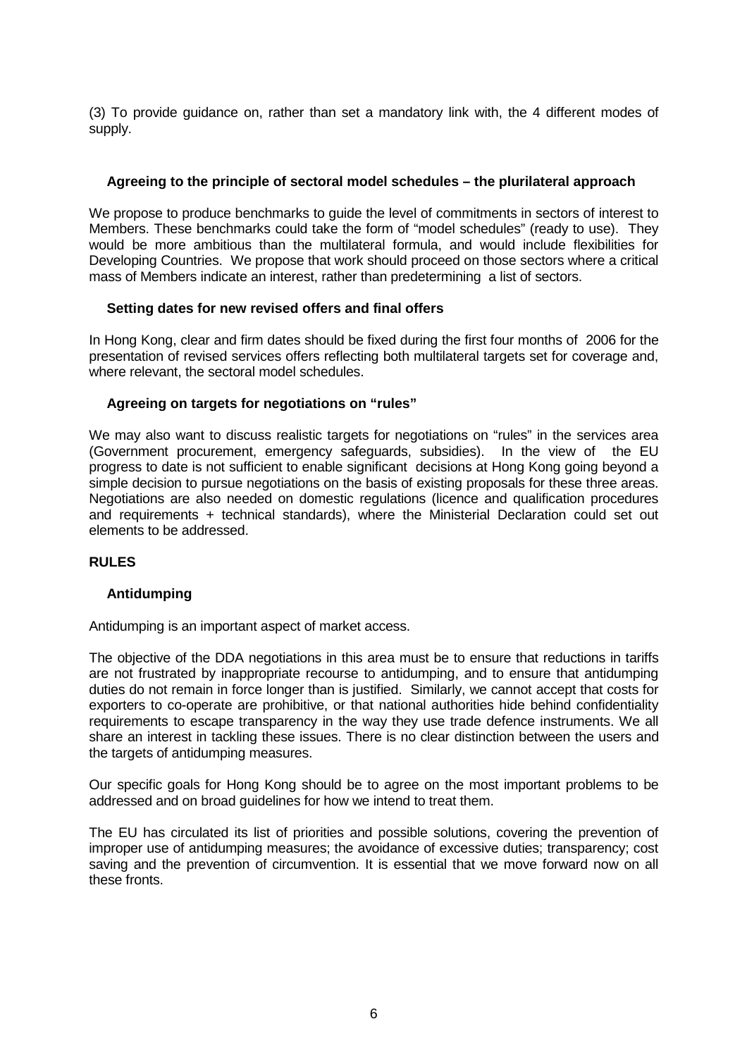(3) To provide guidance on, rather than set a mandatory link with, the 4 different modes of supply.

### Agreeing to the principle of sectoral model schedules – the plurilateral approach

We propose to produce benchmarks to guide the level of commitments in sectors of interest to Members. These benchmarks could take the form of "model schedules" (ready to use). They would be more ambitious than the multilateral formula, and would include flexibilities for Developing Countries. We propose that work should proceed on those sectors where a critical mass of Members indicate an interest, rather than predetermining a list of sectors.

### Setting dates for new revised offers and final offers

In Hong Kong, clear and firm dates should be fixed during the first four months of 2006 for the presentation of revised services offers reflecting both multilateral targets set for coverage and, where relevant, the sectoral model schedules.

### Agreeing on targets for negotiations on "rules"

We may also want to discuss realistic targets for negotiations on "rules" in the services area (Government procurement, emergency safeguards, subsidies). In the view of the EU progress to date is not sufficient to enable significant decisions at Hong Kong going beyond a simple decision to pursue negotiations on the basis of existing proposals for these three areas. Negotiations are also needed on domestic regulations (licence and qualification procedures and requirements + technical standards), where the Ministerial Declaration could set out elements to be addressed.

## RULES

### Antidumping

Antidumping is an important aspect of market access.

The objective of the DDA negotiations in this area must be to ensure that reductions in tariffs are not frustrated by inappropriate recourse to antidumping, and to ensure that antidumping duties do not remain in force longer than is justified. Similarly, we cannot accept that costs for exporters to co-operate are prohibitive, or that national authorities hide behind confidentiality requirements to escape transparency in the way they use trade defence instruments. We all share an interest in tackling these issues. There is no clear distinction between the users and the targets of antidumping measures.

Our specific goals for Hong Kong should be to agree on the most important problems to be addressed and on broad guidelines for how we intend to treat them.

The EU has circulated its list of priorities and possible solutions, covering the prevention of improper use of antidumping measures; the avoidance of excessive duties; transparency; cost saving and the prevention of circumvention. It is essential that we move forward now on all these fronts.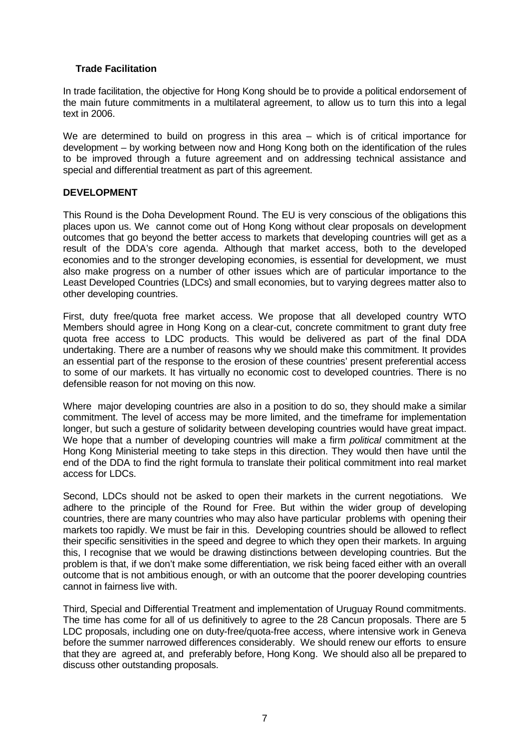### Trade Facilitation

In trade facilitation, the objective for Hong Kong should be to provide a political endorsement of the main future commitments in a multilateral agreement, to allow us to turn this into a legal text in 2006.

We are determined to build on progress in this area – which is of critical importance for development – by working between now and Hong Kong both on the identification of the rules to be improved through a future agreement and on addressing technical assistance and special and differential treatment as part of this agreement.

## DEVELOPMENT

This Round is the Doha Development Round. The EU is very conscious of the obligations this places upon us. We cannot come out of Hong Kong without clear proposals on development outcomes that go beyond the better access to markets that developing countries will get as a result of the DDA's core agenda. Although that market access, both to the developed economies and to the stronger developing economies, is essential for development, we must also make progress on a number of other issues which are of particular importance to the Least Developed Countries (LDCs) and small economies, but to varying degrees matter also to other developing countries.

First, duty free/quota free market access. We propose that all developed country WTO Members should agree in Hong Kong on a clear-cut, concrete commitment to grant duty free quota free access to LDC products. This would be delivered as part of the final DDA undertaking. There are a number of reasons why we should make this commitment. It provides an essential part of the response to the erosion of these countries' present preferential access to some of our markets. It has virtually no economic cost to developed countries. There is no defensible reason for not moving on this now.

Where major developing countries are also in a position to do so, they should make a similar commitment. The level of access may be more limited, and the timeframe for implementation longer, but such a gesture of solidarity between developing countries would have great impact. We hope that a number of developing countries will make a firm *political* commitment at the Hong Kong Ministerial meeting to take steps in this direction. They would then have until the end of the DDA to find the right formula to translate their political commitment into real market access for LDCs.

Second, LDCs should not be asked to open their markets in the current negotiations. We adhere to the principle of the Round for Free. But within the wider group of developing countries, there are many countries who may also have particular problems with opening their markets too rapidly. We must be fair in this. Developing countries should be allowed to reflect their specific sensitivities in the speed and degree to which they open their markets. In arguing this, I recognise that we would be drawing distinctions between developing countries. But the problem is that, if we don't make some differentiation, we risk being faced either with an overall outcome that is not ambitious enough, or with an outcome that the poorer developing countries cannot in fairness live with.

Third, Special and Differential Treatment and implementation of Uruguay Round commitments. The time has come for all of us definitively to agree to the 28 Cancun proposals. There are 5 LDC proposals, including one on duty-free/quota-free access, where intensive work in Geneva before the summer narrowed differences considerably. We should renew our efforts to ensure that they are agreed at, and preferably before, Hong Kong. We should also all be prepared to discuss other outstanding proposals.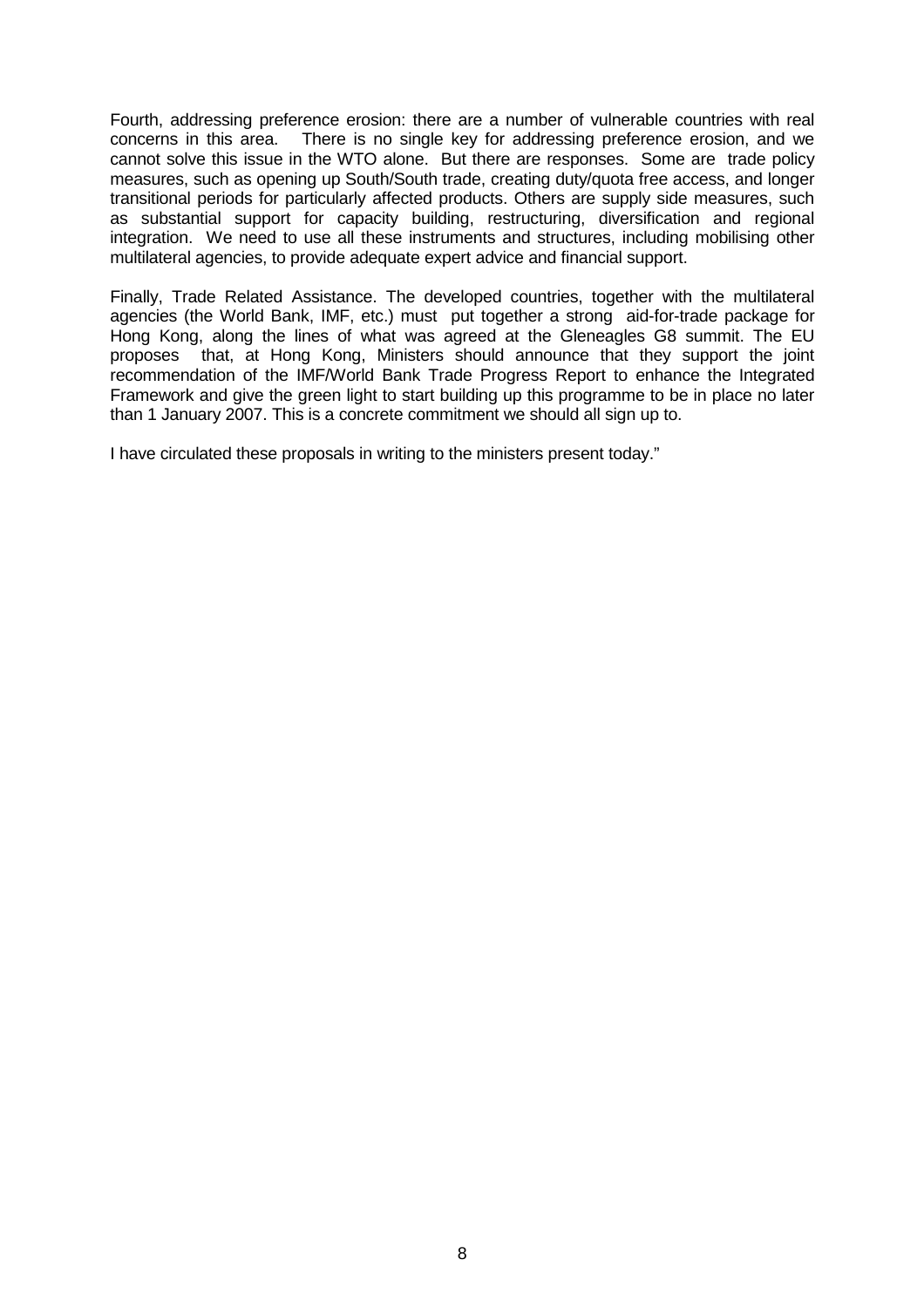Fourth, addressing preference erosion: there are a number of vulnerable countries with real concerns in this area. There is no single key for addressing preference erosion, and we cannot solve this issue in the WTO alone. But there are responses. Some are trade policy measures, such as opening up South/South trade, creating duty/quota free access, and longer transitional periods for particularly affected products. Others are supply side measures, such as substantial support for capacity building, restructuring, diversification and regional integration. We need to use all these instruments and structures, including mobilising other multilateral agencies, to provide adequate expert advice and financial support.

Finally, Trade Related Assistance. The developed countries, together with the multilateral agencies (the World Bank, IMF, etc.) must put together a strong aid-for-trade package for Hong Kong, along the lines of what was agreed at the Gleneagles G8 summit. The EU proposes that, at Hong Kong, Ministers should announce that they support the joint recommendation of the IMF/World Bank Trade Progress Report to enhance the Integrated Framework and give the green light to start building up this programme to be in place no later than 1 January 2007. This is a concrete commitment we should all sign up to.

I have circulated these proposals in writing to the ministers present today."